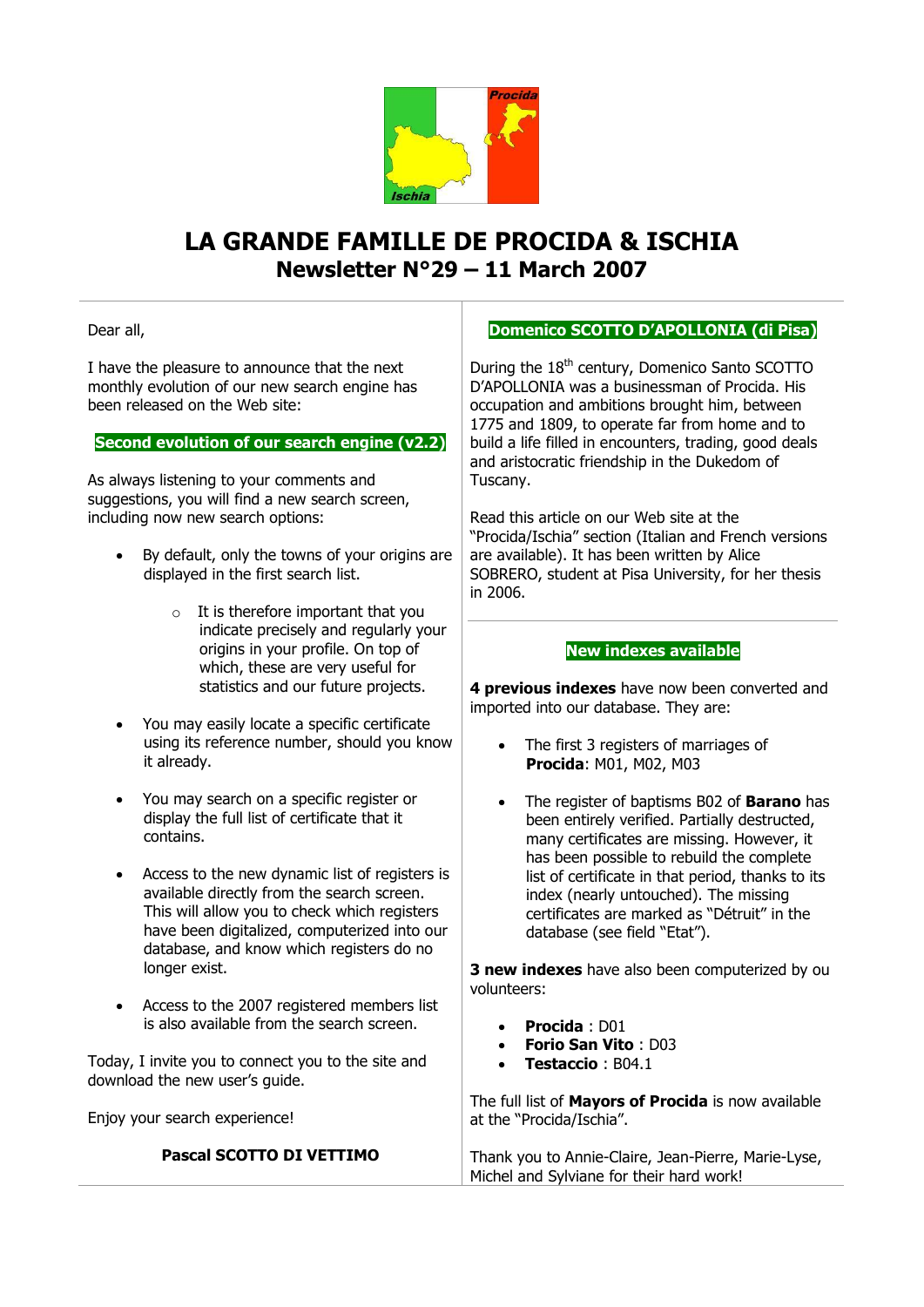# LA GRANDE FAMILLE DE PROCIDA & ISCHIA

## Newsletter N°29 – 11 March 2007

Dear all,

I have the pleasure to announce that the next monthly evolution of our new search engine has been released on the Web site:

### Second evolution of our search engine (v2.2)

As always listening to your comments and suggestions, you will find a new search screen, including now new search options:

- By default, only the towns of your origins are displayed in the first search list.
  - It is therefore important that you indicate precisely and regularly your origins in your profile. On top of which, these are very useful for statistics and our future projects.
- You may easily locate a specific certificate using its reference number, should you know it already.
- You may search on a specific register or display the full list of certificate that it contains.
- Access to the new dynamic list of registers is available directly from the search screen. This will allow you to check which registers have been digitalized, computerized into our database, and know which registers do no longer exist.
- Access to the 2007 registered members list is also available from the search screen.

Today, I invite you to connect you to the site and download the new user's guide.

Enjoy your search experience!

**Pascal SCOTTO DI VETTIMO**

### Domenico SCOTTO D'APOLLONIA (di Pisa)

During the 18th century, Domenico Santo SCOTTO D'APOLLONIA was a businessman of Procida. His occupation and ambitions brought him, between 1775 and 1809, to operate far from home and to build a life filled in encounters, trading, good deals and aristocratic friendship in the Dukedom of Tuscany.

Read this article on our Web site at the "Procida/Ischia" section (Italian and French versions are available). It has been written by Alice SOBRERO, student at Pisa University, for her thesis in 2006.

### New indexes available

**4 previous indexes** have now been converted and imported into our database. They are:

- The first 3 registers of marriages of **Procida**: M01, M02, M03
- The register of baptisms B02 of **Barano** has been entirely verified. Partially destructed, many certificates are missing. However, it has been possible to rebuild the complete list of certificate in that period, thanks to its index (nearly untouched). The missing certificates are marked as "Détruit" in the database (see field "Etat").

**3 new indexes** have also been computerized by ou volunteers:

- **Procida** : D01
- **Forio San Vito** : D03
- **Testaccio** : B04.1

The full list of **Mayors of Procida** is now available at the "Procida/Ischia".

Thank you to Annie-Claire, Jean-Pierre, Marie-Lyse, Michel and Sylviane for their hard work!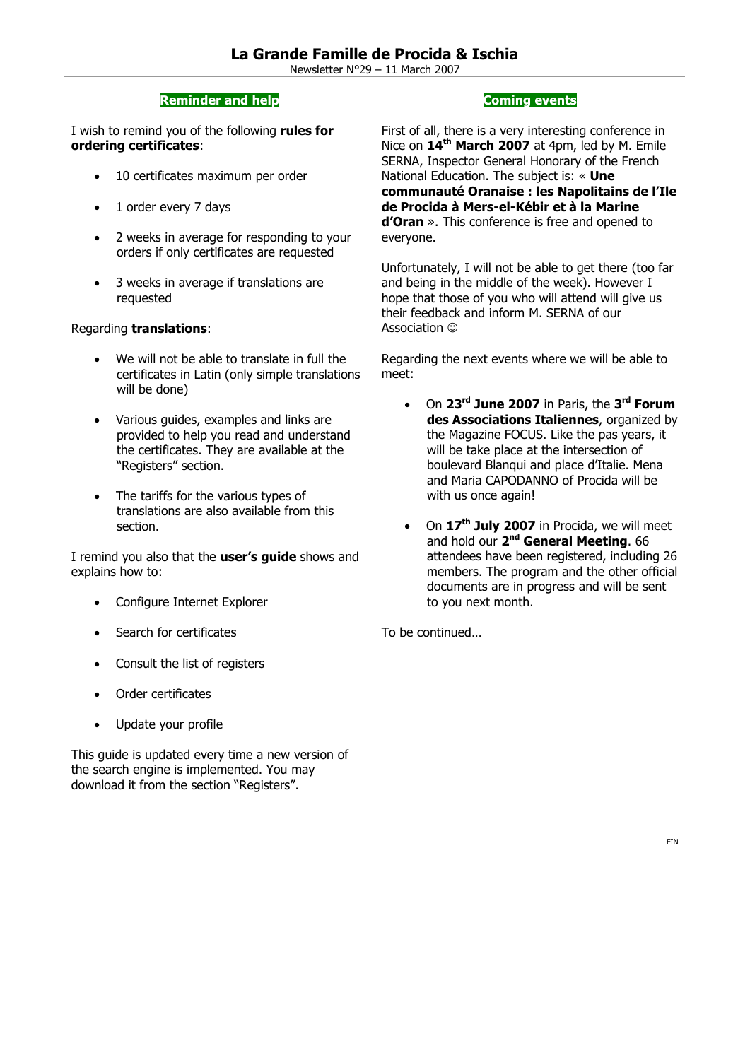# La Grande Famille de Procida & Ischia

Newsletter N°29 – 11 March 2007

## Reminder and help

I wish to remind you of the following **rules for ordering certificates**:

- 10 certificates maximum per order
- 1 order every 7 days
- 2 weeks in average for responding to your orders if only certificates are requested
- 3 weeks in average if translations are requested

Regarding **translations**:

- We will not be able to translate in full the certificates in Latin (only simple translations will be done)
- Various guides, examples and links are provided to help you read and understand the certificates. They are available at the "Registers" section.
- The tariffs for the various types of translations are also available from this section.

I remind you also that the **user's guide** shows and explains how to:

- Configure Internet Explorer
- Search for certificates
- Consult the list of registers
- Order certificates
- Update your profile

This guide is updated every time a new version of the search engine is implemented. You may download it from the section "Registers".

## Coming events

First of all, there is a very interesting conference in Nice on **14th March 2007** at 4pm, led by M. Emile SERNA, Inspector General Honorary of the French National Education. The subject is: « **Une communauté Oranaise : les Napolitains de l'Ile de Procida à Mers-el-Kébir et à la Marine d'Oran** ». This conference is free and opened to everyone.

Unfortunately, I will not be able to get there (too far and being in the middle of the week). However I hope that those of you who will attend will give us their feedback and inform M. SERNA of our Association ☺

Regarding the next events where we will be able to meet:

- On **23rd June 2007** in Paris, the **3rd Forum des Associations Italiennes**, organized by the Magazine FOCUS. Like the pas years, it will be take place at the intersection of boulevard Blanqui and place d'Italie. Mena and Maria CAPODANNO of Procida will be with us once again!
- On **17th July 2007** in Procida, we will meet and hold our **2nd General Meeting**. 66 attendees have been registered, including 26 members. The program and the other official documents are in progress and will be sent to you next month.

To be continued…

FIN